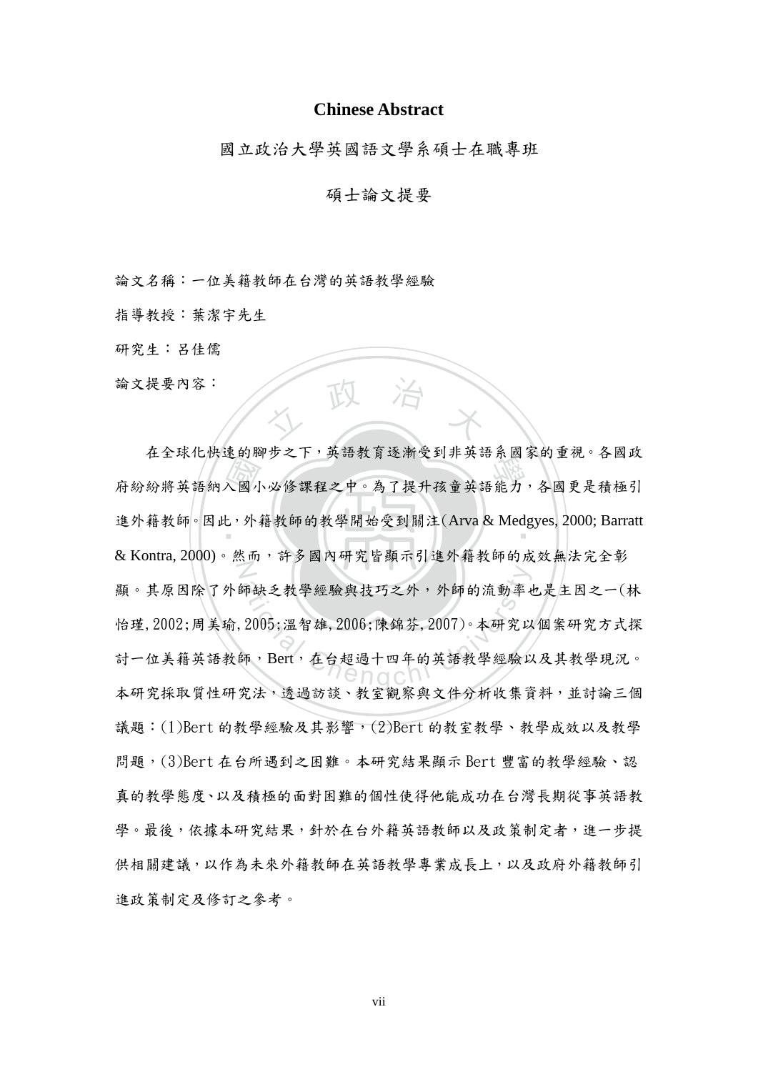# Chinese Abstract

國立政治大學英國語文學系碩士在職專班

碩士論文提要

論文名稱：一位美籍教師在台灣的英語教學經驗

指導教授：葉潔宇先生

研究生：呂佳儒

論文提要內容：

在全球化快速的腳步之下，英語教育逐漸受到非英語系國家的重視。各國政府紛紛將英語納入國小必修課程之中。為了提升孩童英語能力，各國更是積極引進外籍教師。因此，外籍教師的教學開始受到關注(Arva & Medgyes, 2000; Barratt & Kontra, 2000)。然而，許多國內研究皆顯示引進外籍教師的成效無法完全彰顯。其原因除了外師缺乏教學經驗與技巧之外，外師的流動率也是主因之一(林怡瑾, 2002;周美瑜, 2005;溫智雄, 2006;陳錦芬, 2007)。本研究以個案研究方式探討一位美籍英語教師，Bert，在台超過十四年的英語教學經驗以及其教學現況。本研究採取質性研究法，透過訪談、教室觀察與文件分析收集資料，並討論三個議題：(1)Bert 的教學經驗及其影響，(2)Bert 的教室教學、教學成效以及教學問題，(3)Bert 在台所遇到之困難。本研究結果顯示 Bert 豐富的教學經驗、認真的教學態度、以及積極的面對困難的個性使得他能成功在台灣長期從事英語教學。最後，依據本研究結果，針於在台外籍英語教師以及政策制定者，進一步提供相關建議，以作為未來外籍教師在英語教學專業成長上，以及政府外籍教師引進政策制定及修訂之參考。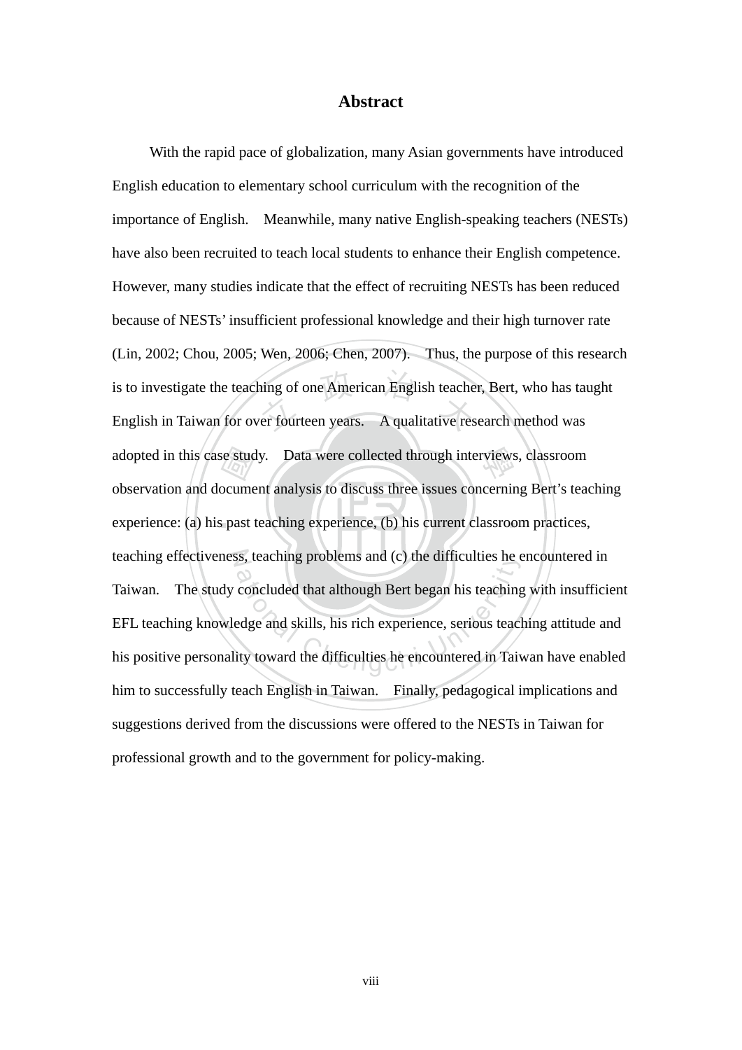# Abstract

With the rapid pace of globalization, many Asian governments have introduced English education to elementary school curriculum with the recognition of the importance of English. Meanwhile, many native English-speaking teachers (NESTs) have also been recruited to teach local students to enhance their English competence. However, many studies indicate that the effect of recruiting NESTs has been reduced because of NESTs' insufficient professional knowledge and their high turnover rate (Lin, 2002; Chou, 2005; Wen, 2006; Chen, 2007). Thus, the purpose of this research is to investigate the teaching of one American English teacher, Bert, who has taught English in Taiwan for over fourteen years. A qualitative research method was adopted in this case study. Data were collected through interviews, classroom observation and document analysis to discuss three issues concerning Bert's teaching experience: (a) his past teaching experience, (b) his current classroom practices, teaching effectiveness, teaching problems and (c) the difficulties he encountered in Taiwan. The study concluded that although Bert began his teaching with insufficient EFL teaching knowledge and skills, his rich experience, serious teaching attitude and his positive personality toward the difficulties he encountered in Taiwan have enabled him to successfully teach English in Taiwan. Finally, pedagogical implications and suggestions derived from the discussions were offered to the NESTs in Taiwan for professional growth and to the government for policy-making.